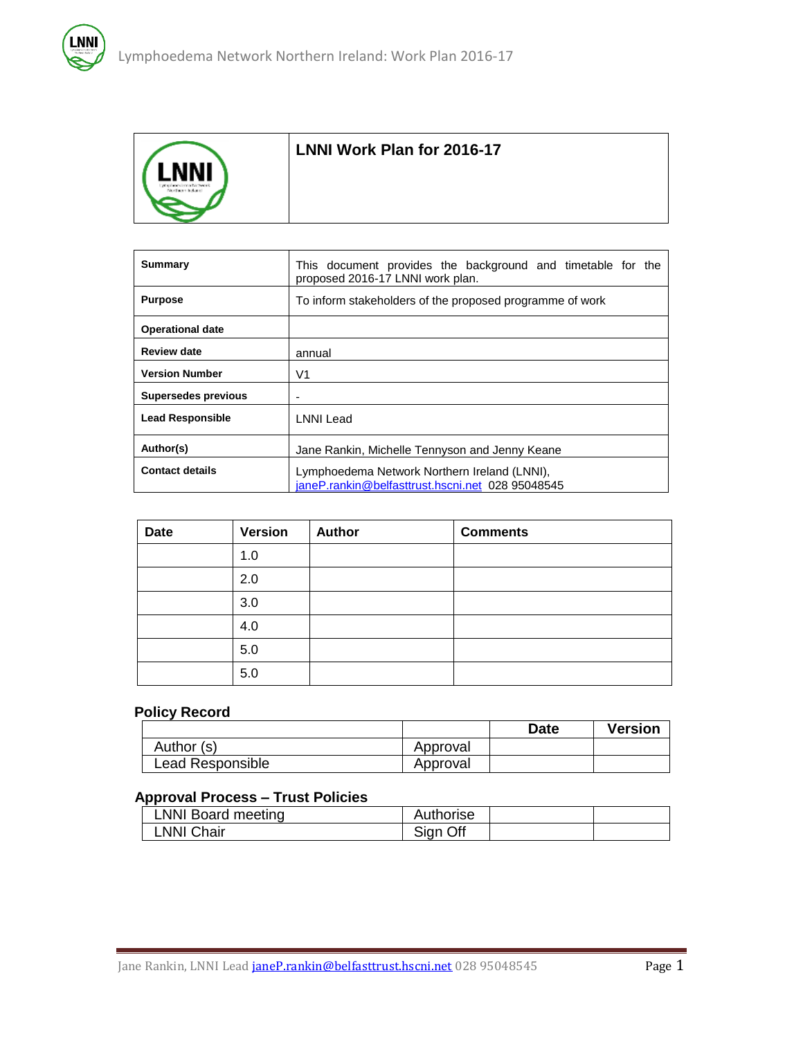| | **LNNI Work Plan for 2016-17** |
|---|---|

| | |
|---|---|
| **Summary** | This document provides the background and timetable for the proposed 2016-17 LNNI work plan. |
| **Purpose** | To inform stakeholders of the proposed programme of work |
| **Operational date** | |
| **Review date** | annual |
| **Version Number** | V1 |
| **Supersedes previous** | - |
| **Lead Responsible** | LNNI Lead |
| **Author(s)** | Jane Rankin, Michelle Tennyson and Jenny Keane |
| **Contact details** | Lymphoedema Network Northern Ireland (LNNI), janeP.rankin@belfasttrust.hscni.net 028 95048545 |

| Date | Version | Author | Comments |
|---|---|---|---|
| | 1.0 | | |
| | 2.0 | | |
| | 3.0 | | |
| | 4.0 | | |
| | 5.0 | | |
| | 5.0 | | |

## Policy Record

| | | Date | Version |
|---|---|---|---|
| Author (s) | Approval | | |
| Lead Responsible | Approval | | |

## Approval Process – Trust Policies

| | | | |
|---|---|---|---|
| LNNI Board meeting | Authorise | | |
| LNNI Chair | Sign Off | | |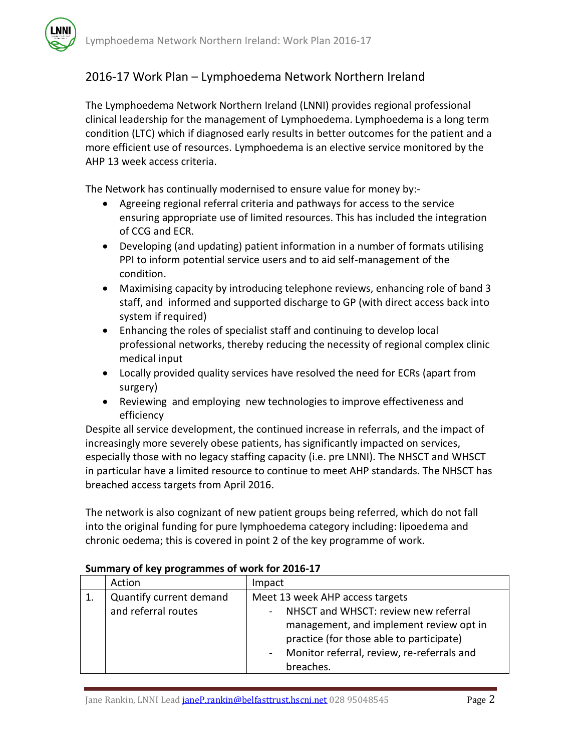## 2016-17 Work Plan – Lymphoedema Network Northern Ireland

The Lymphoedema Network Northern Ireland (LNNI) provides regional professional clinical leadership for the management of Lymphoedema. Lymphoedema is a long term condition (LTC) which if diagnosed early results in better outcomes for the patient and a more efficient use of resources. Lymphoedema is an elective service monitored by the AHP 13 week access criteria.

The Network has continually modernised to ensure value for money by:-

- Agreeing regional referral criteria and pathways for access to the service ensuring appropriate use of limited resources. This has included the integration of CCG and ECR.
- Developing (and updating) patient information in a number of formats utilising PPI to inform potential service users and to aid self-management of the condition.
- Maximising capacity by introducing telephone reviews, enhancing role of band 3 staff, and informed and supported discharge to GP (with direct access back into system if required)
- Enhancing the roles of specialist staff and continuing to develop local professional networks, thereby reducing the necessity of regional complex clinic medical input
- Locally provided quality services have resolved the need for ECRs (apart from surgery)
- Reviewing and employing new technologies to improve effectiveness and efficiency

Despite all service development, the continued increase in referrals, and the impact of increasingly more severely obese patients, has significantly impacted on services, especially those with no legacy staffing capacity (i.e. pre LNNI). The NHSCT and WHSCT in particular have a limited resource to continue to meet AHP standards. The NHSCT has breached access targets from April 2016.

The network is also cognizant of new patient groups being referred, which do not fall into the original funding for pure lymphoedema category including: lipoedema and chronic oedema; this is covered in point 2 of the key programme of work.

**Summary of key programmes of work for 2016-17**

| | Action | Impact |
|---|---|---|
| 1. | Quantify current demand and referral routes | Meet 13 week AHP access targets<br>- NHSCT and WHSCT: review new referral management, and implement review opt in practice (for those able to participate)<br>- Monitor referral, review, re-referrals and breaches. |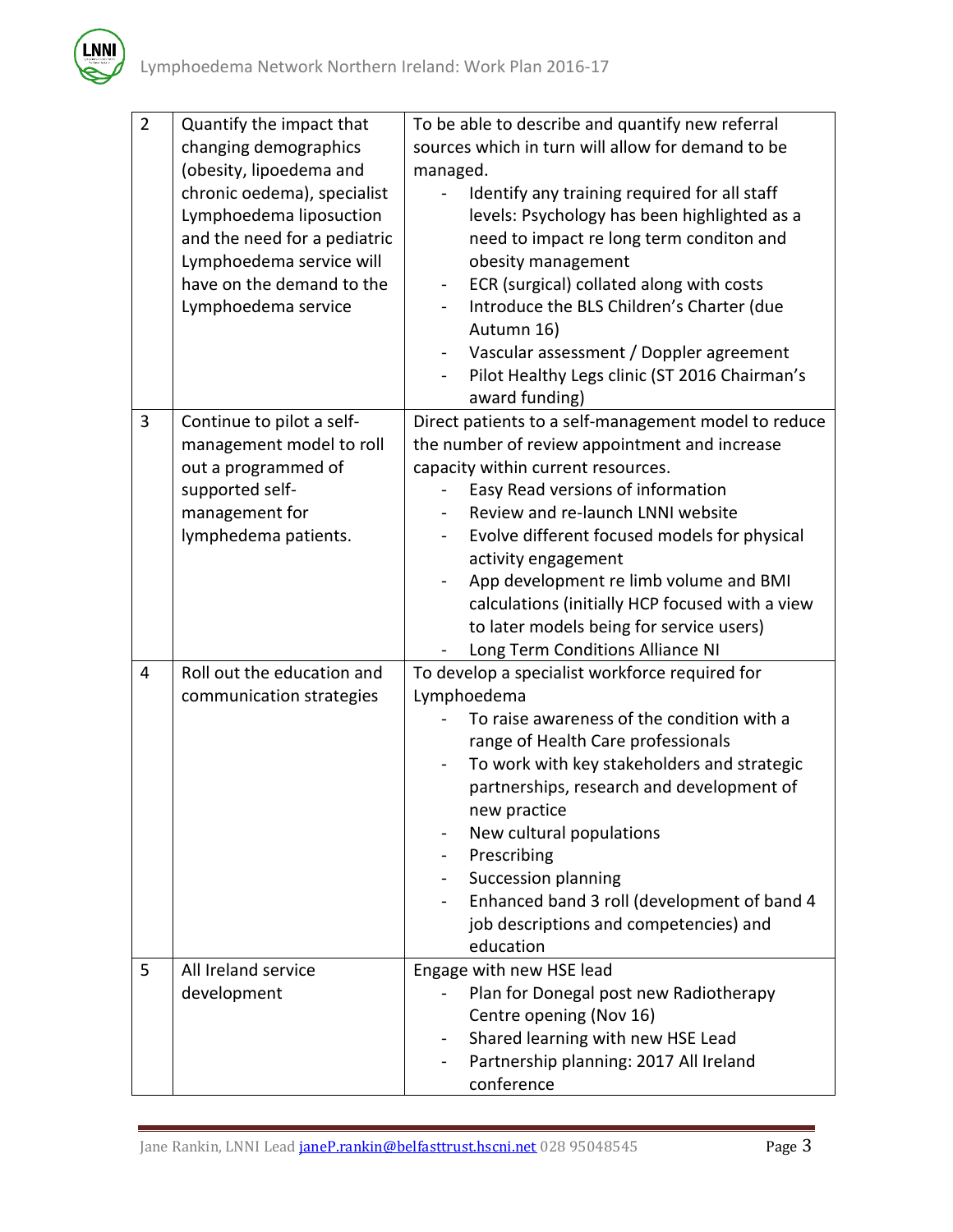| | | |
|---|---|---|
| 2 | Quantify the impact that changing demographics (obesity, lipoedema and chronic oedema), specialist Lymphoedema liposuction and the need for a pediatric Lymphoedema service will have on the demand to the Lymphoedema service | To be able to describe and quantify new referral sources which in turn will allow for demand to be managed.<br>- Identify any training required for all staff levels: Psychology has been highlighted as a need to impact re long term conditon and obesity management<br>- ECR (surgical) collated along with costs<br>- Introduce the BLS Children's Charter (due Autumn 16)<br>- Vascular assessment / Doppler agreement<br>- Pilot Healthy Legs clinic (ST 2016 Chairman's award funding) |
| 3 | Continue to pilot a self-management model to roll out a programmed of supported self-management for lymphedema patients. | Direct patients to a self-management model to reduce the number of review appointment and increase capacity within current resources.<br>- Easy Read versions of information<br>- Review and re-launch LNNI website<br>- Evolve different focused models for physical activity engagement<br>- App development re limb volume and BMI calculations (initially HCP focused with a view to later models being for service users)<br>- Long Term Conditions Alliance NI |
| 4 | Roll out the education and communication strategies | To develop a specialist workforce required for Lymphoedema<br>- To raise awareness of the condition with a range of Health Care professionals<br>- To work with key stakeholders and strategic partnerships, research and development of new practice<br>- New cultural populations<br>- Prescribing<br>- Succession planning<br>- Enhanced band 3 roll (development of band 4 job descriptions and competencies) and education |
| 5 | All Ireland service development | Engage with new HSE lead<br>- Plan for Donegal post new Radiotherapy Centre opening (Nov 16)<br>- Shared learning with new HSE Lead<br>- Partnership planning: 2017 All Ireland conference |